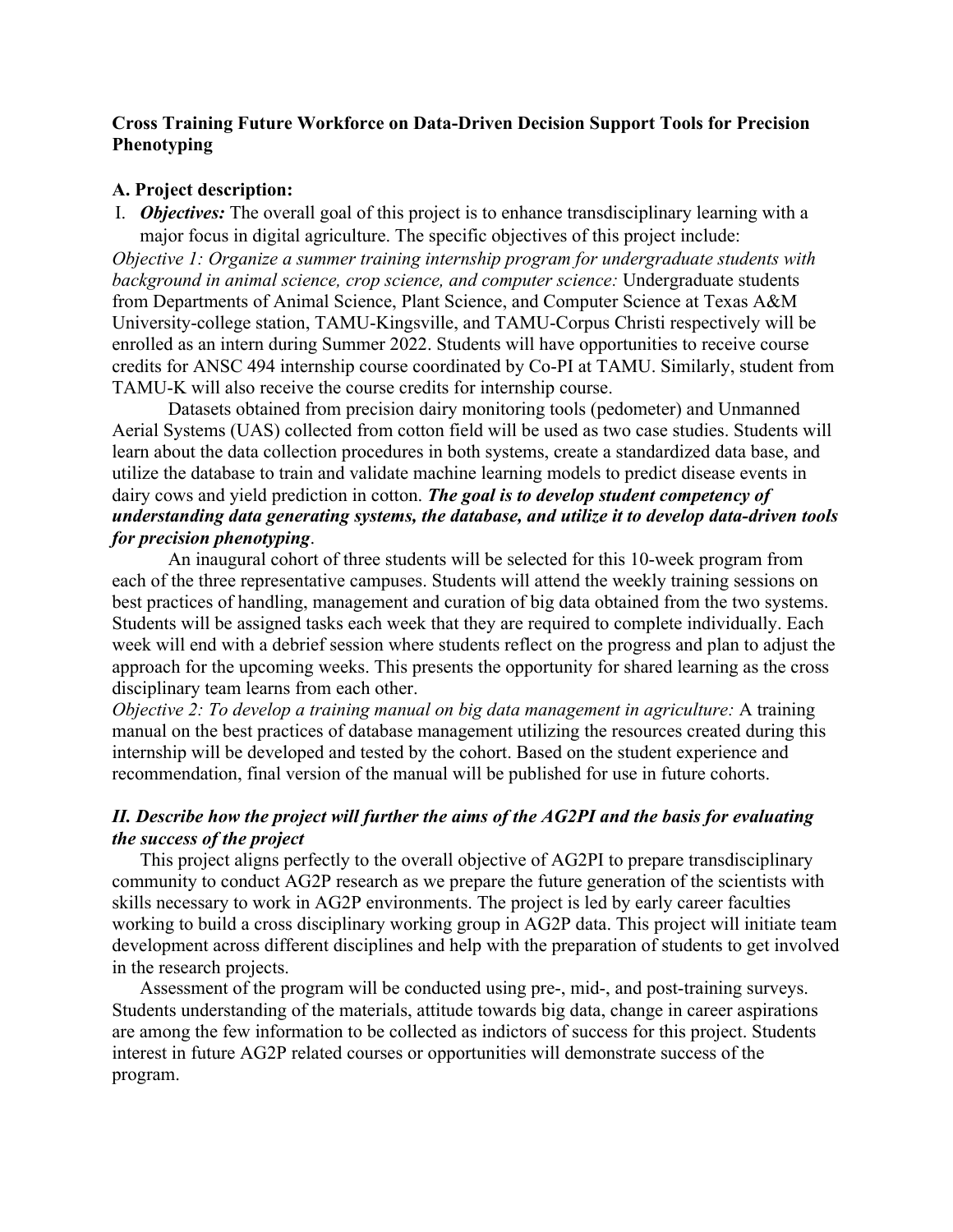**Cross Training Future Workforce on Data-Driven Decision Support Tools for Precision Phenotyping**

**A. Project description:**

I. ***Objectives:*** The overall goal of this project is to enhance transdisciplinary learning with a major focus in digital agriculture. The specific objectives of this project include:

*Objective 1: Organize a summer training internship program for undergraduate students with background in animal science, crop science, and computer science:* Undergraduate students from Departments of Animal Science, Plant Science, and Computer Science at Texas A&M University-college station, TAMU-Kingsville, and TAMU-Corpus Christi respectively will be enrolled as an intern during Summer 2022. Students will have opportunities to receive course credits for ANSC 494 internship course coordinated by Co-PI at TAMU. Similarly, student from TAMU-K will also receive the course credits for internship course.

Datasets obtained from precision dairy monitoring tools (pedometer) and Unmanned Aerial Systems (UAS) collected from cotton field will be used as two case studies. Students will learn about the data collection procedures in both systems, create a standardized data base, and utilize the database to train and validate machine learning models to predict disease events in dairy cows and yield prediction in cotton. ***The goal is to develop student competency of understanding data generating systems, the database, and utilize it to develop data-driven tools for precision phenotyping***.

An inaugural cohort of three students will be selected for this 10-week program from each of the three representative campuses. Students will attend the weekly training sessions on best practices of handling, management and curation of big data obtained from the two systems. Students will be assigned tasks each week that they are required to complete individually. Each week will end with a debrief session where students reflect on the progress and plan to adjust the approach for the upcoming weeks. This presents the opportunity for shared learning as the cross disciplinary team learns from each other.

*Objective 2: To develop a training manual on big data management in agriculture:* A training manual on the best practices of database management utilizing the resources created during this internship will be developed and tested by the cohort. Based on the student experience and recommendation, final version of the manual will be published for use in future cohorts.

***II. Describe how the project will further the aims of the AG2PI and the basis for evaluating the success of the project***

This project aligns perfectly to the overall objective of AG2PI to prepare transdisciplinary community to conduct AG2P research as we prepare the future generation of the scientists with skills necessary to work in AG2P environments. The project is led by early career faculties working to build a cross disciplinary working group in AG2P data. This project will initiate team development across different disciplines and help with the preparation of students to get involved in the research projects.

Assessment of the program will be conducted using pre-, mid-, and post-training surveys. Students understanding of the materials, attitude towards big data, change in career aspirations are among the few information to be collected as indictors of success for this project. Students interest in future AG2P related courses or opportunities will demonstrate success of the program.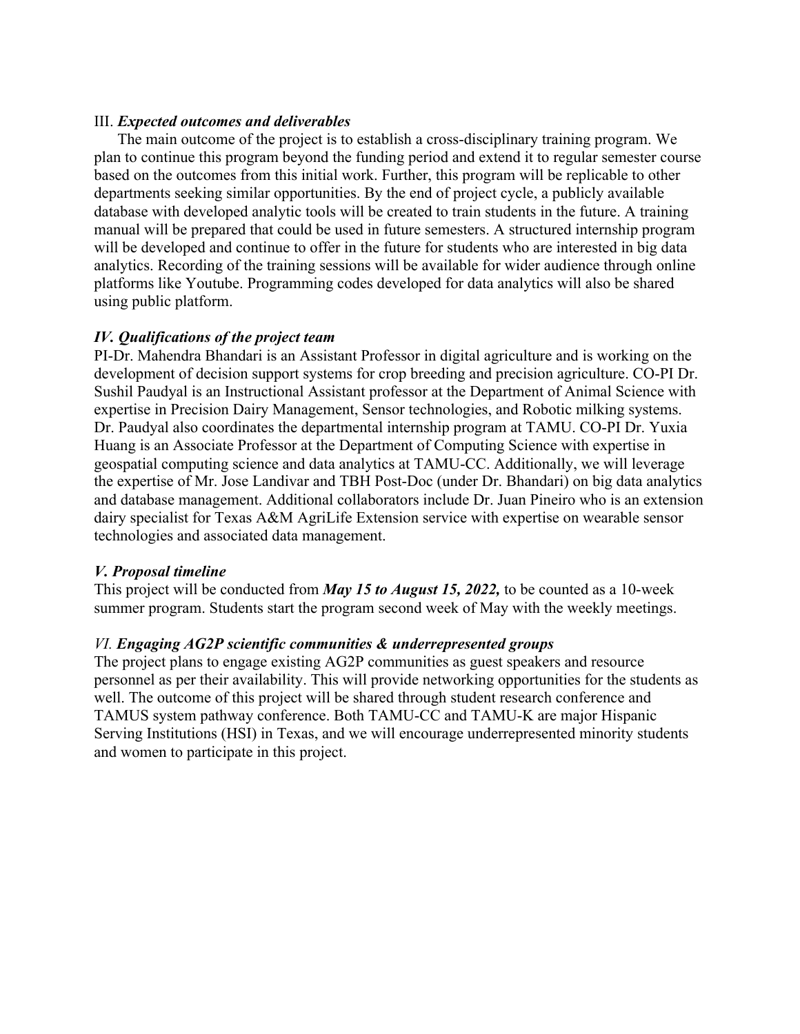### III. ***Expected outcomes and deliverables***

The main outcome of the project is to establish a cross-disciplinary training program. We plan to continue this program beyond the funding period and extend it to regular semester course based on the outcomes from this initial work. Further, this program will be replicable to other departments seeking similar opportunities. By the end of project cycle, a publicly available database with developed analytic tools will be created to train students in the future. A training manual will be prepared that could be used in future semesters. A structured internship program will be developed and continue to offer in the future for students who are interested in big data analytics. Recording of the training sessions will be available for wider audience through online platforms like Youtube. Programming codes developed for data analytics will also be shared using public platform.

### ***IV. Qualifications of the project team***

PI-Dr. Mahendra Bhandari is an Assistant Professor in digital agriculture and is working on the development of decision support systems for crop breeding and precision agriculture. CO-PI Dr. Sushil Paudyal is an Instructional Assistant professor at the Department of Animal Science with expertise in Precision Dairy Management, Sensor technologies, and Robotic milking systems. Dr. Paudyal also coordinates the departmental internship program at TAMU. CO-PI Dr. Yuxia Huang is an Associate Professor at the Department of Computing Science with expertise in geospatial computing science and data analytics at TAMU-CC. Additionally, we will leverage the expertise of Mr. Jose Landivar and TBH Post-Doc (under Dr. Bhandari) on big data analytics and database management. Additional collaborators include Dr. Juan Pineiro who is an extension dairy specialist for Texas A&M AgriLife Extension service with expertise on wearable sensor technologies and associated data management.

### ***V. Proposal timeline***

This project will be conducted from ***May 15 to August 15, 2022,*** to be counted as a 10-week summer program. Students start the program second week of May with the weekly meetings.

### *VI.* ***Engaging AG2P scientific communities & underrepresented groups***

The project plans to engage existing AG2P communities as guest speakers and resource personnel as per their availability. This will provide networking opportunities for the students as well. The outcome of this project will be shared through student research conference and TAMUS system pathway conference. Both TAMU-CC and TAMU-K are major Hispanic Serving Institutions (HSI) in Texas, and we will encourage underrepresented minority students and women to participate in this project.